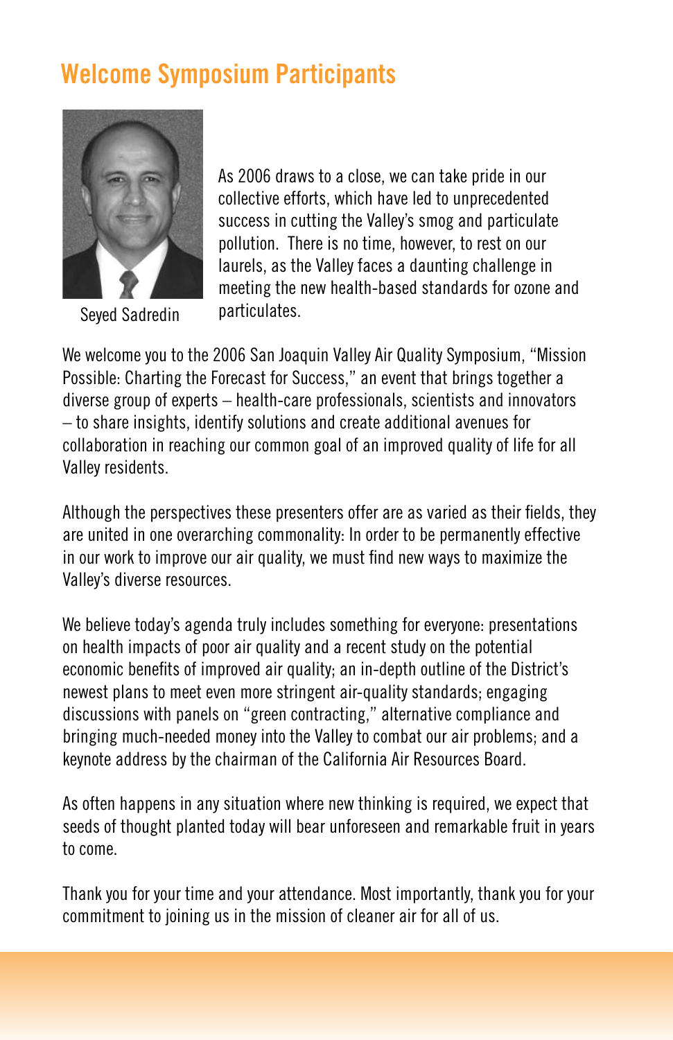## Welcome Symposium Participants

Seyed Sadredin

As 2006 draws to a close, we can take pride in our collective efforts, which have led to unprecedented success in cutting the Valley's smog and particulate pollution. There is no time, however, to rest on our laurels, as the Valley faces a daunting challenge in meeting the new health-based standards for ozone and particulates.

We welcome you to the 2006 San Joaquin Valley Air Quality Symposium, "Mission Possible: Charting the Forecast for Success," an event that brings together a diverse group of experts – health-care professionals, scientists and innovators – to share insights, identify solutions and create additional avenues for collaboration in reaching our common goal of an improved quality of life for all Valley residents.

Although the perspectives these presenters offer are as varied as their fields, they are united in one overarching commonality: In order to be permanently effective in our work to improve our air quality, we must find new ways to maximize the Valley's diverse resources.

We believe today's agenda truly includes something for everyone: presentations on health impacts of poor air quality and a recent study on the potential economic benefits of improved air quality; an in-depth outline of the District's newest plans to meet even more stringent air-quality standards; engaging discussions with panels on "green contracting," alternative compliance and bringing much-needed money into the Valley to combat our air problems; and a keynote address by the chairman of the California Air Resources Board.

As often happens in any situation where new thinking is required, we expect that seeds of thought planted today will bear unforeseen and remarkable fruit in years to come.

Thank you for your time and your attendance. Most importantly, thank you for your commitment to joining us in the mission of cleaner air for all of us.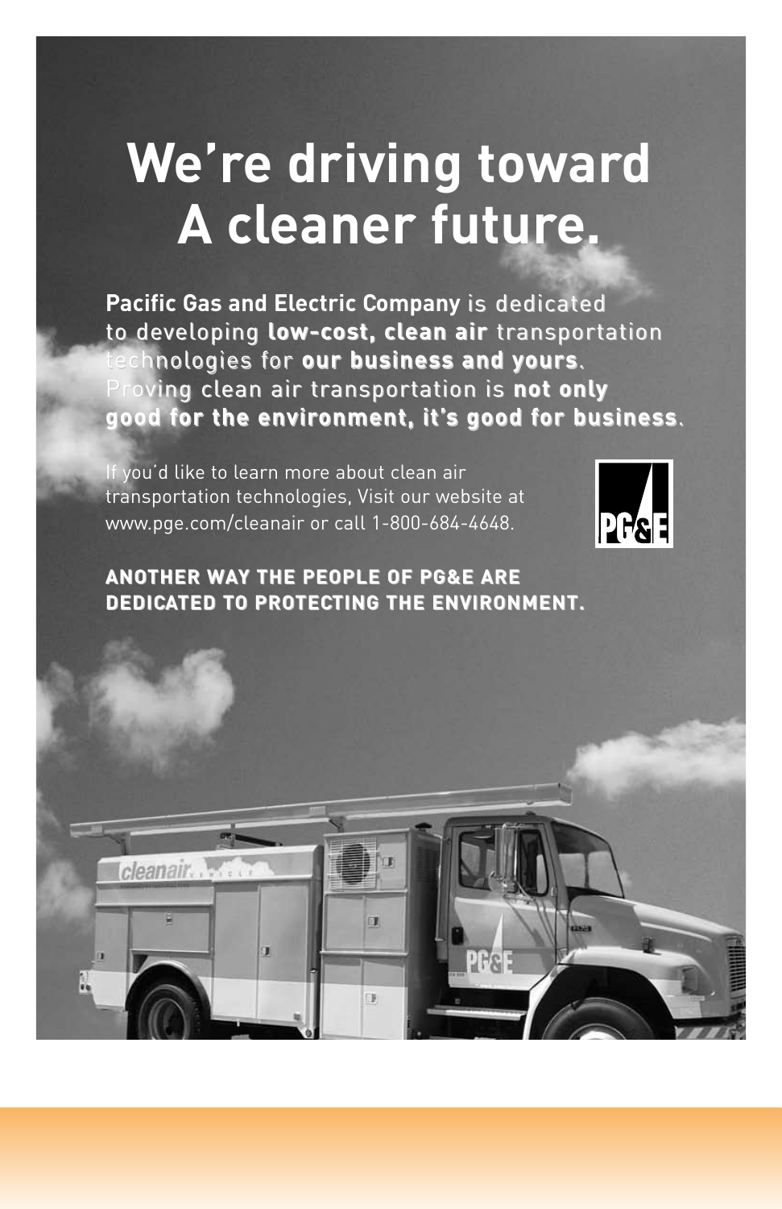# We're driving toward A cleaner future.

**Pacific Gas and Electric Company** is dedicated to developing **low-cost, clean air** transportation technologies for **our business and yours**. Proving clean air transportation is **not only good for the environment, it's good for business**.

If you'd like to learn more about clean air transportation technologies, Visit our website at www.pge.com/cleanair or call 1-800-684-4648.

PG&E

**ANOTHER WAY THE PEOPLE OF PG&E ARE DEDICATED TO PROTECTING THE ENVIRONMENT.**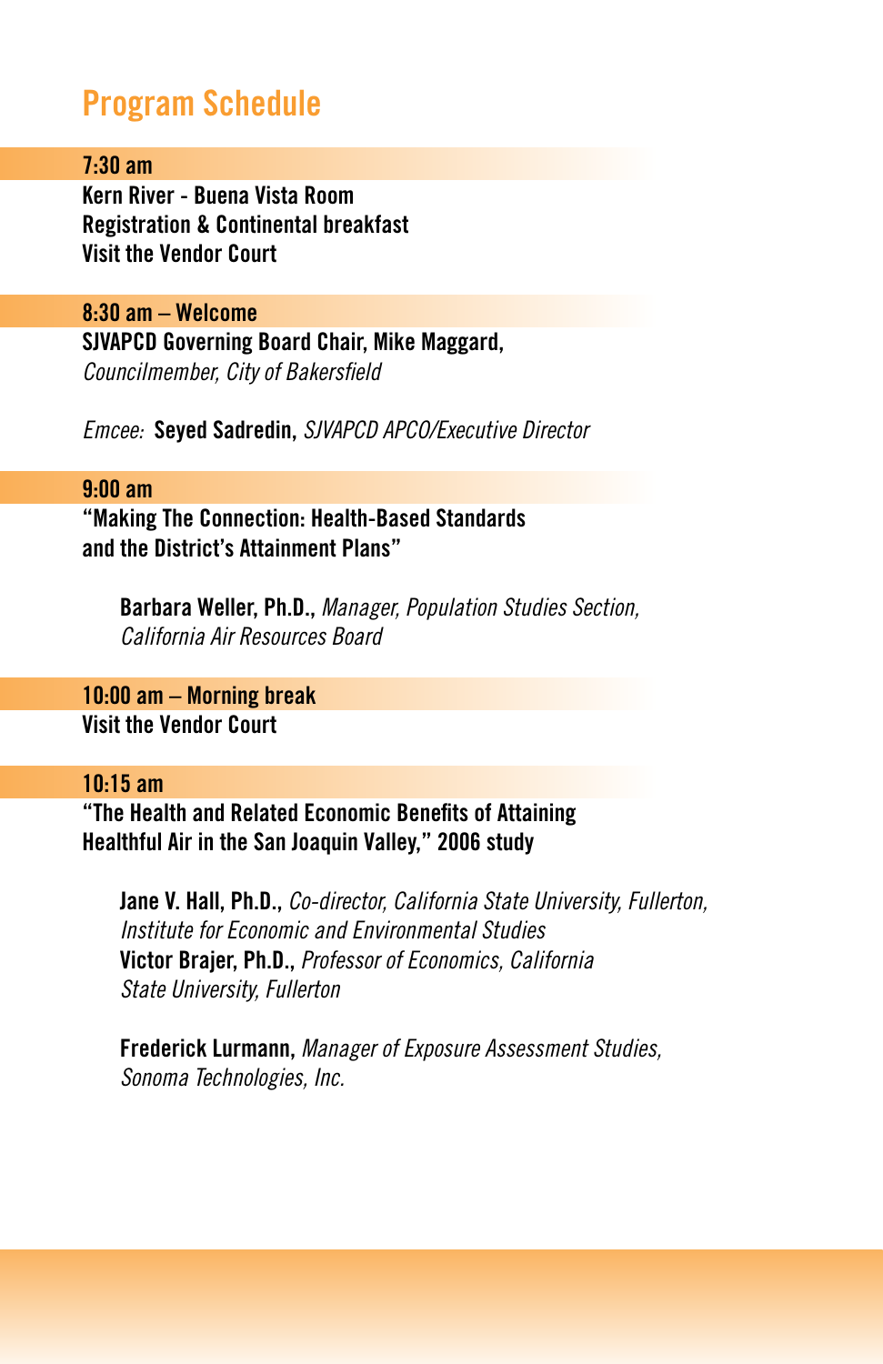## Program Schedule

**7:30 am**

**Kern River - Buena Vista Room**
**Registration & Continental breakfast**
**Visit the Vendor Court**

**8:30 am – Welcome**

**SJVAPCD Governing Board Chair, Mike Maggard,**
*Councilmember, City of Bakersfield*

*Emcee:* **Seyed Sadredin,** *SJVAPCD APCO/Executive Director*

**9:00 am**

**"Making The Connection: Health-Based Standards and the District's Attainment Plans"**

**Barbara Weller, Ph.D.,** *Manager, Population Studies Section, California Air Resources Board*

**10:00 am – Morning break**

**Visit the Vendor Court**

**10:15 am**

**"The Health and Related Economic Benefits of Attaining Healthful Air in the San Joaquin Valley," 2006 study**

**Jane V. Hall, Ph.D.,** *Co-director, California State University, Fullerton, Institute for Economic and Environmental Studies*
**Victor Brajer, Ph.D.,** *Professor of Economics, California State University, Fullerton*

**Frederick Lurmann,** *Manager of Exposure Assessment Studies, Sonoma Technologies, Inc.*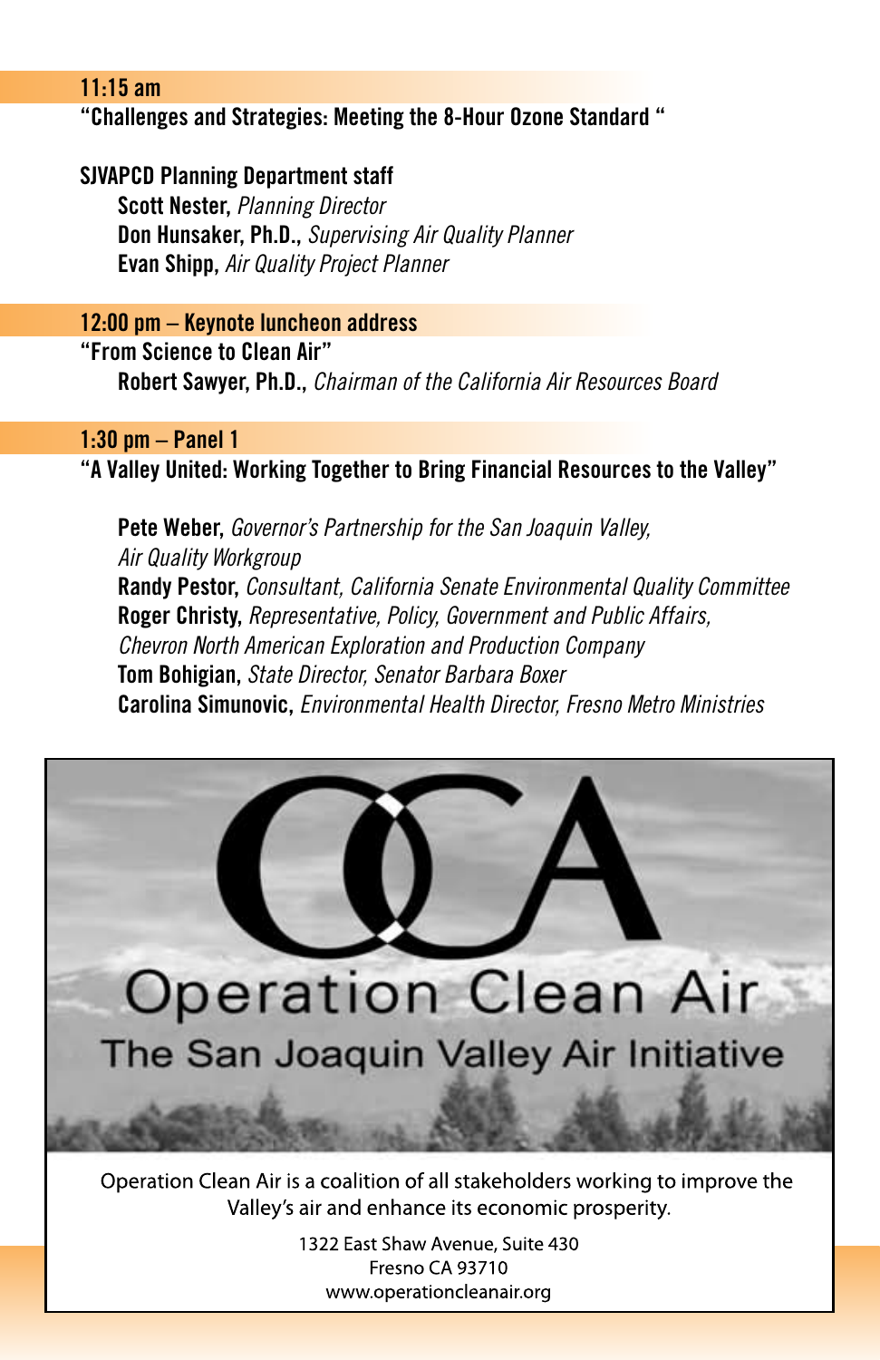## 11:15 am

**"Challenges and Strategies: Meeting the 8-Hour Ozone Standard "**

**SJVAPCD Planning Department staff**

**Scott Nester,** *Planning Director*
**Don Hunsaker, Ph.D.,** *Supervising Air Quality Planner*
**Evan Shipp,** *Air Quality Project Planner*

## 12:00 pm – Keynote luncheon address

**"From Science to Clean Air"**

**Robert Sawyer, Ph.D.,** *Chairman of the California Air Resources Board*

## 1:30 pm – Panel 1

**"A Valley United: Working Together to Bring Financial Resources to the Valley"**

**Pete Weber,** *Governor's Partnership for the San Joaquin Valley, Air Quality Workgroup*
**Randy Pestor,** *Consultant, California Senate Environmental Quality Committee*
**Roger Christy,** *Representative, Policy, Government and Public Affairs, Chevron North American Exploration and Production Company*
**Tom Bohigian,** *State Director, Senator Barbara Boxer*
**Carolina Simunovic,** *Environmental Health Director, Fresno Metro Ministries*

---

OCA

Operation Clean Air

The San Joaquin Valley Air Initiative

Operation Clean Air is a coalition of all stakeholders working to improve the Valley's air and enhance its economic prosperity.

1322 East Shaw Avenue, Suite 430
Fresno CA 93710
www.operationcleanair.org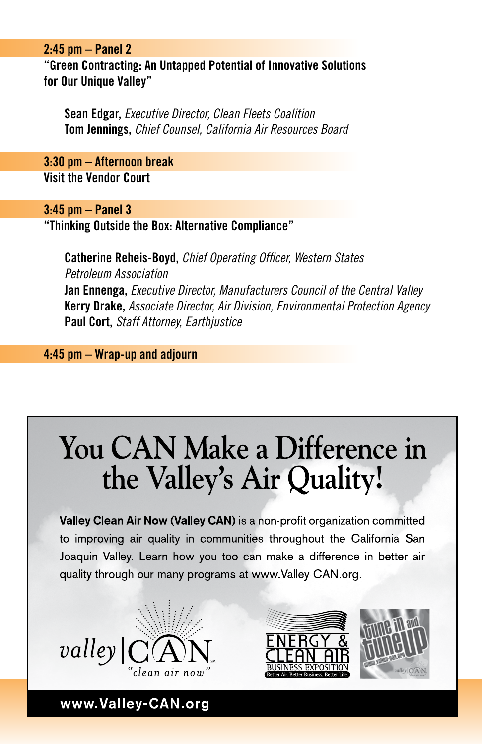**2:45 pm – Panel 2**
**"Green Contracting: An Untapped Potential of Innovative Solutions for Our Unique Valley"**

**Sean Edgar,** *Executive Director, Clean Fleets Coalition*
**Tom Jennings,** *Chief Counsel, California Air Resources Board*

**3:30 pm – Afternoon break**
**Visit the Vendor Court**

**3:45 pm – Panel 3**
**"Thinking Outside the Box: Alternative Compliance"**

**Catherine Reheis-Boyd,** *Chief Operating Officer, Western States Petroleum Association*
**Jan Ennenga,** *Executive Director, Manufacturers Council of the Central Valley*
**Kerry Drake,** *Associate Director, Air Division, Environmental Protection Agency*
**Paul Cort,** *Staff Attorney, Earthjustice*

**4:45 pm – Wrap-up and adjourn**

# You CAN Make a Difference in the Valley's Air Quality!

**Valley Clean Air Now (Valley CAN)** is a non-profit organization committed to improving air quality in communities throughout the California San Joaquin Valley. Learn how you too can make a difference in better air quality through our many programs at www.Valley-CAN.org.

valley | CAN "clean air now"

ENERGY & CLEAN AIR BUSINESS EXPOSITION — Better Air. Better Business. Better Life.

tune in and tune up — www.valley-can.org

**www.Valley-CAN.org**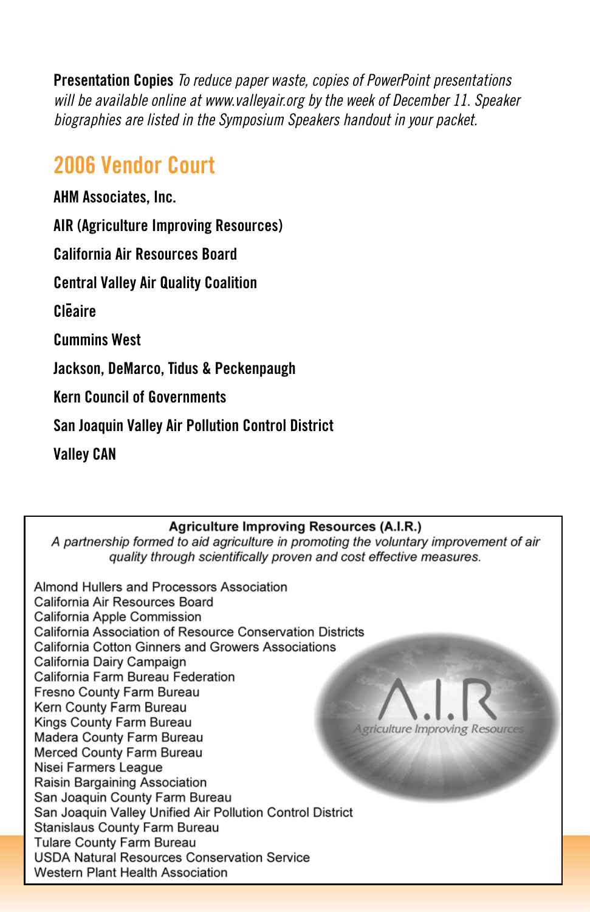**Presentation Copies** *To reduce paper waste, copies of PowerPoint presentations will be available online at www.valleyair.org by the week of December 11. Speaker biographies are listed in the Symposium Speakers handout in your packet.*

## 2006 Vendor Court

**AHM Associates, Inc.**

**AIR (Agriculture Improving Resources)**

**California Air Resources Board**

**Central Valley Air Quality Coalition**

**Clēaire**

**Cummins West**

**Jackson, DeMarco, Tidus & Peckenpaugh**

**Kern Council of Governments**

**San Joaquin Valley Air Pollution Control District**

**Valley CAN**

**Agriculture Improving Resources (A.I.R.)**

*A partnership formed to aid agriculture in promoting the voluntary improvement of air quality through scientifically proven and cost effective measures.*

Almond Hullers and Processors Association
California Air Resources Board
California Apple Commission
California Association of Resource Conservation Districts
California Cotton Ginners and Growers Associations
California Dairy Campaign
California Farm Bureau Federation
Fresno County Farm Bureau
Kern County Farm Bureau
Kings County Farm Bureau
Madera County Farm Bureau
Merced County Farm Bureau
Nisei Farmers League
Raisin Bargaining Association
San Joaquin County Farm Bureau
San Joaquin Valley Unified Air Pollution Control District
Stanislaus County Farm Bureau
Tulare County Farm Bureau
USDA Natural Resources Conservation Service
Western Plant Health Association

A.I.R
Agriculture Improving Resources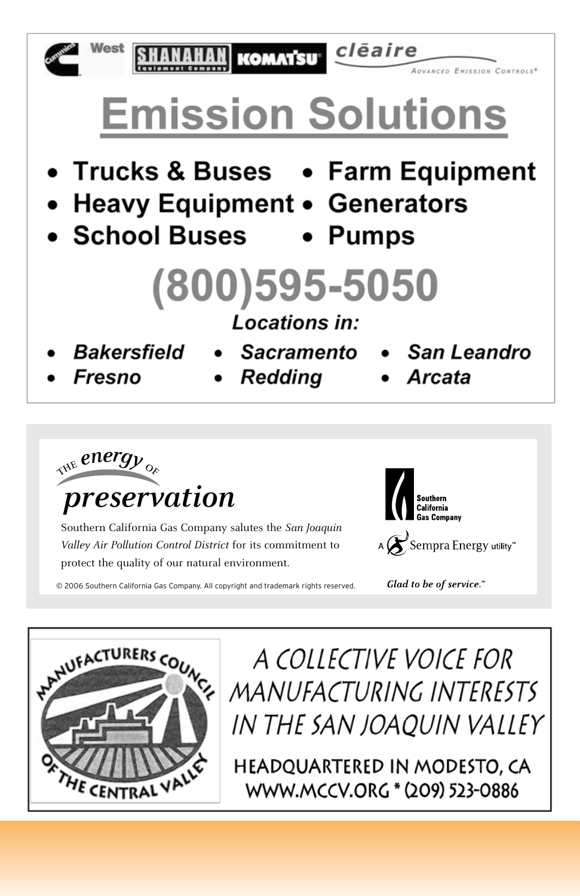Cummins West | SHANAHAN Equipment Company | KOMATSU | clēaire Advanced Emission Controls®

# Emission Solutions

- Trucks & Buses
- Heavy Equipment
- School Buses
- Farm Equipment
- Generators
- Pumps

## (800)595-5050

***Locations in:***

- *Bakersfield*
- *Fresno*
- *Sacramento*
- *Redding*
- *San Leandro*
- *Arcata*

---

*The energy of*

***preservation***

Southern California Gas Company salutes the *San Joaquin Valley Air Pollution Control District* for its commitment to protect the quality of our natural environment.

© 2006 Southern California Gas Company. All copyright and trademark rights reserved.

Southern California Gas Company

A Sempra Energy utility™

*Glad to be of service.*™

---

Manufacturers Council of the Central Valley

A COLLECTIVE VOICE FOR MANUFACTURING INTERESTS IN THE SAN JOAQUIN VALLEY

HEADQUARTERED IN MODESTO, CA
WWW.MCCV.ORG * (209) 523-0886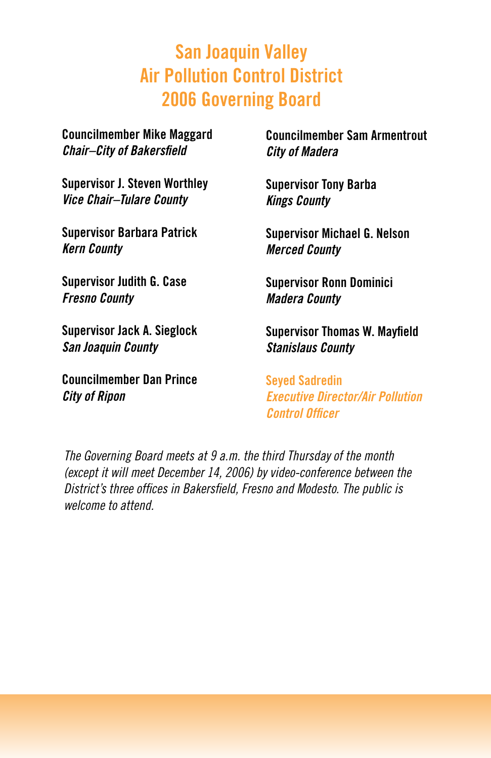# San Joaquin Valley Air Pollution Control District 2006 Governing Board

**Councilmember Mike Maggard**
***Chair–City of Bakersfield***

**Supervisor J. Steven Worthley**
***Vice Chair–Tulare County***

**Supervisor Barbara Patrick**
***Kern County***

**Supervisor Judith G. Case**
***Fresno County***

**Supervisor Jack A. Sieglock**
***San Joaquin County***

**Councilmember Dan Prince**
***City of Ripon***

**Councilmember Sam Armentrout**
***City of Madera***

**Supervisor Tony Barba**
***Kings County***

**Supervisor Michael G. Nelson**
***Merced County***

**Supervisor Ronn Dominici**
***Madera County***

**Supervisor Thomas W. Mayfield**
***Stanislaus County***

**Seyed Sadredin**
***Executive Director/Air Pollution Control Officer***

*The Governing Board meets at 9 a.m. the third Thursday of the month (except it will meet December 14, 2006) by video-conference between the District's three offices in Bakersfield, Fresno and Modesto. The public is welcome to attend.*